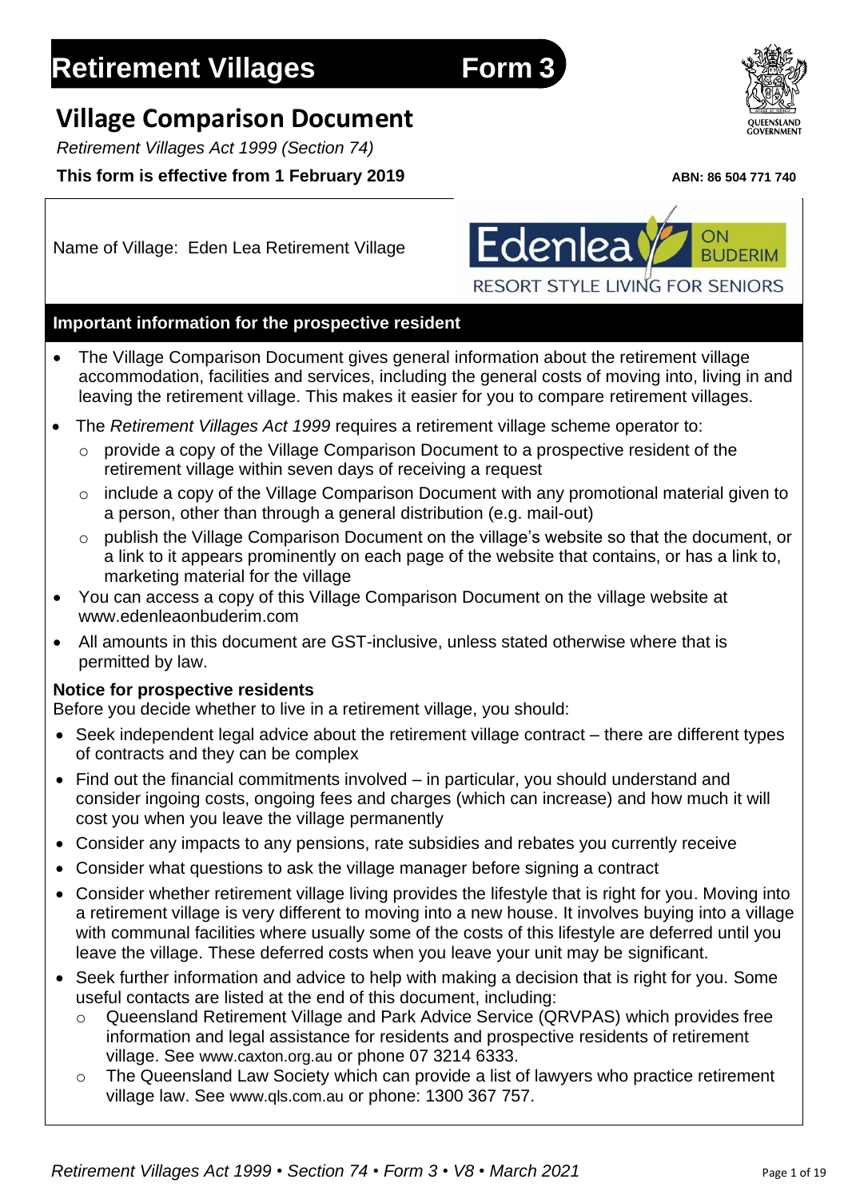# Retirement Villages Form 3

## Village Comparison Document

*Retirement Villages Act 1999 (Section 74)*

**This form is effective from 1 February 2019**

**ABN: 86 504 771 740**

Name of Village: Eden Lea Retirement Village

Edenlea ON BUDERIM
RESORT STYLE LIVING FOR SENIORS

### Important information for the prospective resident

- The Village Comparison Document gives general information about the retirement village accommodation, facilities and services, including the general costs of moving into, living in and leaving the retirement village. This makes it easier for you to compare retirement villages.
- The *Retirement Villages Act 1999* requires a retirement village scheme operator to:
  - provide a copy of the Village Comparison Document to a prospective resident of the retirement village within seven days of receiving a request
  - include a copy of the Village Comparison Document with any promotional material given to a person, other than through a general distribution (e.g. mail-out)
  - publish the Village Comparison Document on the village's website so that the document, or a link to it appears prominently on each page of the website that contains, or has a link to, marketing material for the village
- You can access a copy of this Village Comparison Document on the village website at www.edenleaonbuderim.com
- All amounts in this document are GST-inclusive, unless stated otherwise where that is permitted by law.

**Notice for prospective residents**

Before you decide whether to live in a retirement village, you should:

- Seek independent legal advice about the retirement village contract – there are different types of contracts and they can be complex
- Find out the financial commitments involved – in particular, you should understand and consider ingoing costs, ongoing fees and charges (which can increase) and how much it will cost you when you leave the village permanently
- Consider any impacts to any pensions, rate subsidies and rebates you currently receive
- Consider what questions to ask the village manager before signing a contract
- Consider whether retirement village living provides the lifestyle that is right for you. Moving into a retirement village is very different to moving into a new house. It involves buying into a village with communal facilities where usually some of the costs of this lifestyle are deferred until you leave the village. These deferred costs when you leave your unit may be significant.
- Seek further information and advice to help with making a decision that is right for you. Some useful contacts are listed at the end of this document, including:
  - Queensland Retirement Village and Park Advice Service (QRVPAS) which provides free information and legal assistance for residents and prospective residents of retirement village. See www.caxton.org.au or phone 07 3214 6333.
  - The Queensland Law Society which can provide a list of lawyers who practice retirement village law. See www.qls.com.au or phone: 1300 367 757.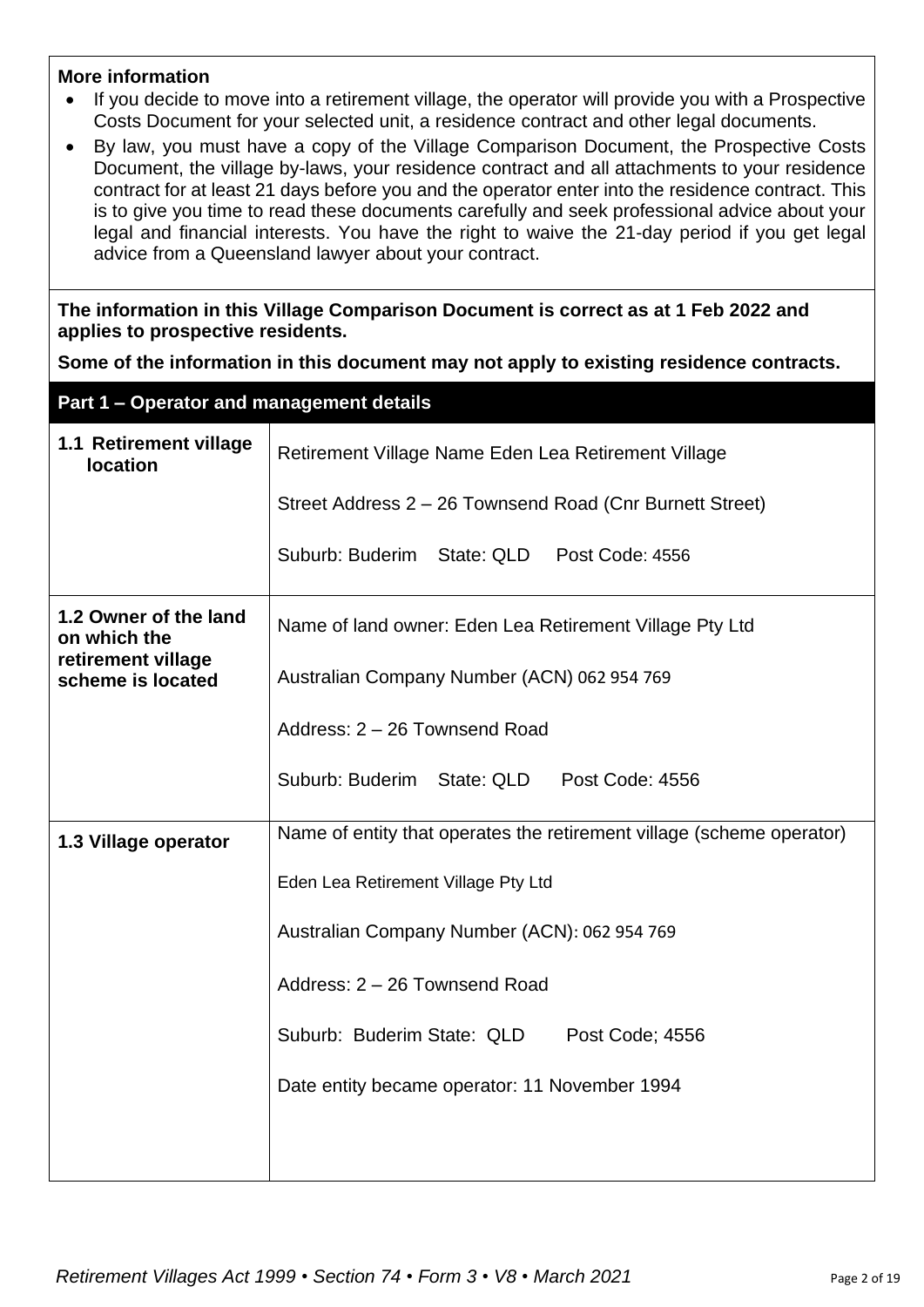**More information**

- If you decide to move into a retirement village, the operator will provide you with a Prospective Costs Document for your selected unit, a residence contract and other legal documents.
- By law, you must have a copy of the Village Comparison Document, the Prospective Costs Document, the village by-laws, your residence contract and all attachments to your residence contract for at least 21 days before you and the operator enter into the residence contract. This is to give you time to read these documents carefully and seek professional advice about your legal and financial interests. You have the right to waive the 21-day period if you get legal advice from a Queensland lawyer about your contract.

**The information in this Village Comparison Document is correct as at 1 Feb 2022 and applies to prospective residents.**

**Some of the information in this document may not apply to existing residence contracts.**

## Part 1 – Operator and management details

| | |
|---|---|
| **1.1 Retirement village location** | Retirement Village Name Eden Lea Retirement Village<br><br>Street Address 2 – 26 Townsend Road (Cnr Burnett Street)<br><br>Suburb: Buderim State: QLD Post Code: 4556 |
| **1.2 Owner of the land on which the retirement village scheme is located** | Name of land owner: Eden Lea Retirement Village Pty Ltd<br><br>Australian Company Number (ACN) 062 954 769<br><br>Address: 2 – 26 Townsend Road<br><br>Suburb: Buderim State: QLD Post Code: 4556 |
| **1.3 Village operator** | Name of entity that operates the retirement village (scheme operator)<br><br>Eden Lea Retirement Village Pty Ltd<br><br>Australian Company Number (ACN): 062 954 769<br><br>Address: 2 – 26 Townsend Road<br><br>Suburb: Buderim State: QLD Post Code; 4556<br><br>Date entity became operator: 11 November 1994 |

*Retirement Villages Act 1999 • Section 74 • Form 3 • V8 • March 2021*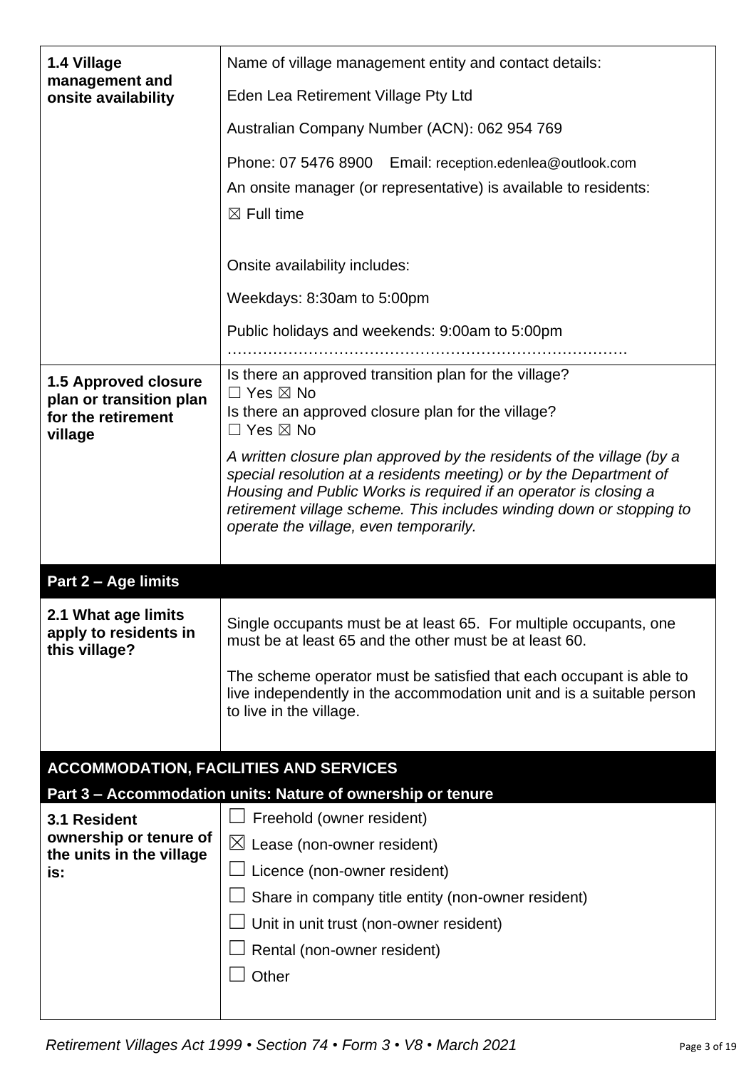| | |
|---|---|
| **1.4 Village management and onsite availability** | Name of village management entity and contact details:<br><br>Eden Lea Retirement Village Pty Ltd<br><br>Australian Company Number (ACN): 062 954 769<br><br>Phone: 07 5476 8900    Email: reception.edenlea@outlook.com<br><br>An onsite manager (or representative) is available to residents:<br><br>☒ Full time<br><br>Onsite availability includes:<br><br>Weekdays: 8:30am to 5:00pm<br><br>Public holidays and weekends: 9:00am to 5:00pm<br>……………………………………………………………………. |
| **1.5 Approved closure plan or transition plan for the retirement village** | Is there an approved transition plan for the village?<br>☐ Yes ☒ No<br>Is there an approved closure plan for the village?<br>☐ Yes ☒ No<br><br>*A written closure plan approved by the residents of the village (by a special resolution at a residents meeting) or by the Department of Housing and Public Works is required if an operator is closing a retirement village scheme. This includes winding down or stopping to operate the village, even temporarily.* |

## Part 2 – Age limits

| | |
|---|---|
| **2.1 What age limits apply to residents in this village?** | Single occupants must be at least 65. For multiple occupants, one must be at least 65 and the other must be at least 60.<br><br>The scheme operator must be satisfied that each occupant is able to live independently in the accommodation unit and is a suitable person to live in the village. |

## ACCOMMODATION, FACILITIES AND SERVICES

### Part 3 – Accommodation units: Nature of ownership or tenure

| | |
|---|---|
| **3.1 Resident ownership or tenure of the units in the village is:** | ☐ Freehold (owner resident)<br>☒ Lease (non-owner resident)<br>☐ Licence (non-owner resident)<br>☐ Share in company title entity (non-owner resident)<br>☐ Unit in unit trust (non-owner resident)<br>☐ Rental (non-owner resident)<br>☐ Other |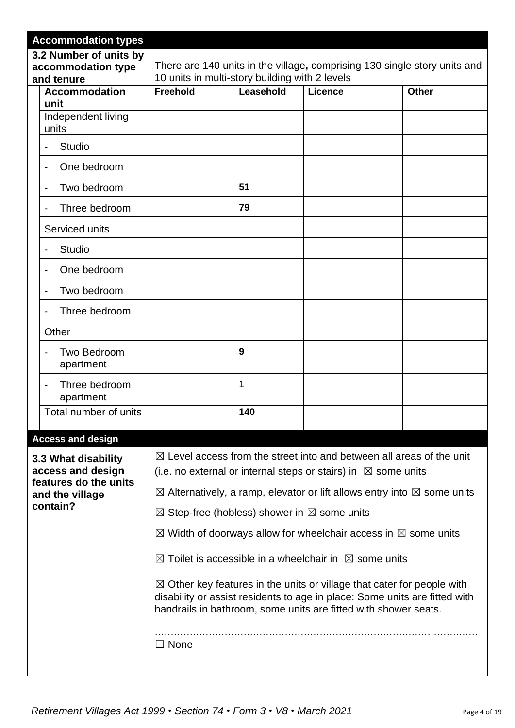## Accommodation types

**3.2 Number of units by accommodation type and tenure**

There are 140 units in the village**,** comprising 130 single story units and 10 units in multi-story building with 2 levels

| Accommodation unit | Freehold | Leasehold | Licence | Other |
|---|---|---|---|---|
| Independent living units | | | | |
| - Studio | | | | |
| - One bedroom | | | | |
| - Two bedroom | | **51** | | |
| - Three bedroom | | **79** | | |
| Serviced units | | | | |
| - Studio | | | | |
| - One bedroom | | | | |
| - Two bedroom | | | | |
| - Three bedroom | | | | |
| Other | | | | |
| - Two Bedroom apartment | | **9** | | |
| - Three bedroom apartment | | 1 | | |
| Total number of units | | **140** | | |

## Access and design

**3.3 What disability access and design features do the units and the village contain?**

☒ Level access from the street into and between all areas of the unit (i.e. no external or internal steps or stairs) in ☒ some units

☒ Alternatively, a ramp, elevator or lift allows entry into ☒ some units

☒ Step-free (hobless) shower in ☒ some units

☒ Width of doorways allow for wheelchair access in ☒ some units

☒ Toilet is accessible in a wheelchair in ☒ some units

☒ Other key features in the units or village that cater for people with disability or assist residents to age in place: Some units are fitted with handrails in bathroom, some units are fitted with shower seats.

………………………………………………………………………………………

☐ None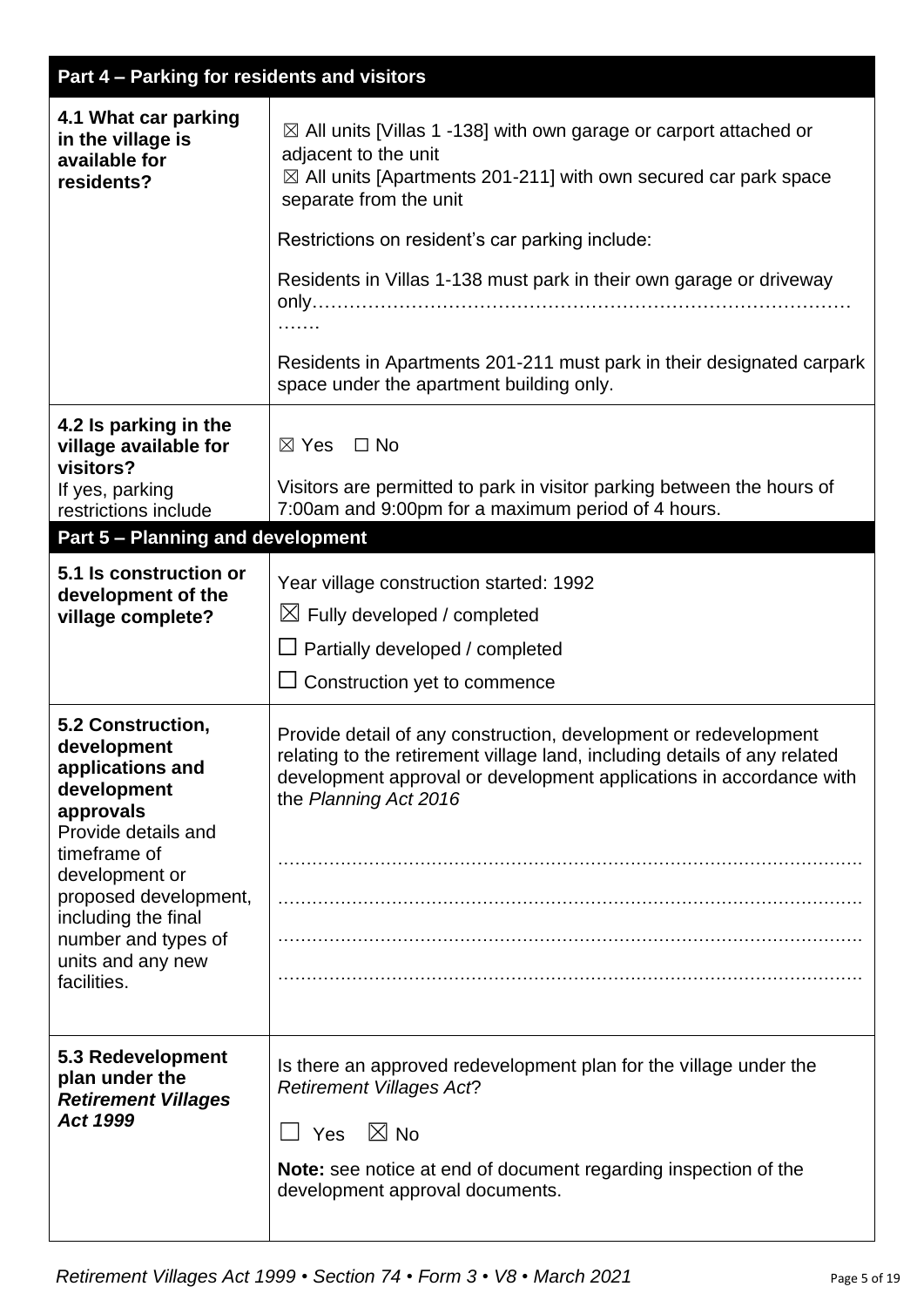| Part 4 – Parking for residents and visitors | |
|---|---|
| **4.1 What car parking in the village is available for residents?** | ☒ All units [Villas 1 -138] with own garage or carport attached or adjacent to the unit<br>☒ All units [Apartments 201-211] with own secured car park space separate from the unit<br><br>Restrictions on resident's car parking include:<br><br>Residents in Villas 1-138 must park in their own garage or driveway only……………………………………………………………………………………<br><br>Residents in Apartments 201-211 must park in their designated carpark space under the apartment building only. |
| **4.2 Is parking in the village available for visitors?**<br>If yes, parking restrictions include | ☒ Yes ☐ No<br><br>Visitors are permitted to park in visitor parking between the hours of 7:00am and 9:00pm for a maximum period of 4 hours. |

| Part 5 – Planning and development | |
|---|---|
| **5.1 Is construction or development of the village complete?** | Year village construction started: 1992<br>☒ Fully developed / completed<br>☐ Partially developed / completed<br>☐ Construction yet to commence |
| **5.2 Construction, development applications and development approvals**<br>Provide details and timeframe of development or proposed development, including the final number and types of units and any new facilities. | Provide detail of any construction, development or redevelopment relating to the retirement village land, including details of any related development approval or development applications in accordance with the *Planning Act 2016*<br><br>…………………………………………………………………………………………<br>…………………………………………………………………………………………<br>…………………………………………………………………………………………<br>………………………………………………………………………………………… |
| **5.3 Redevelopment plan under the *Retirement Villages Act 1999*** | Is there an approved redevelopment plan for the village under the *Retirement Villages Act*?<br><br>☐ Yes ☒ No<br><br>**Note:** see notice at end of document regarding inspection of the development approval documents. |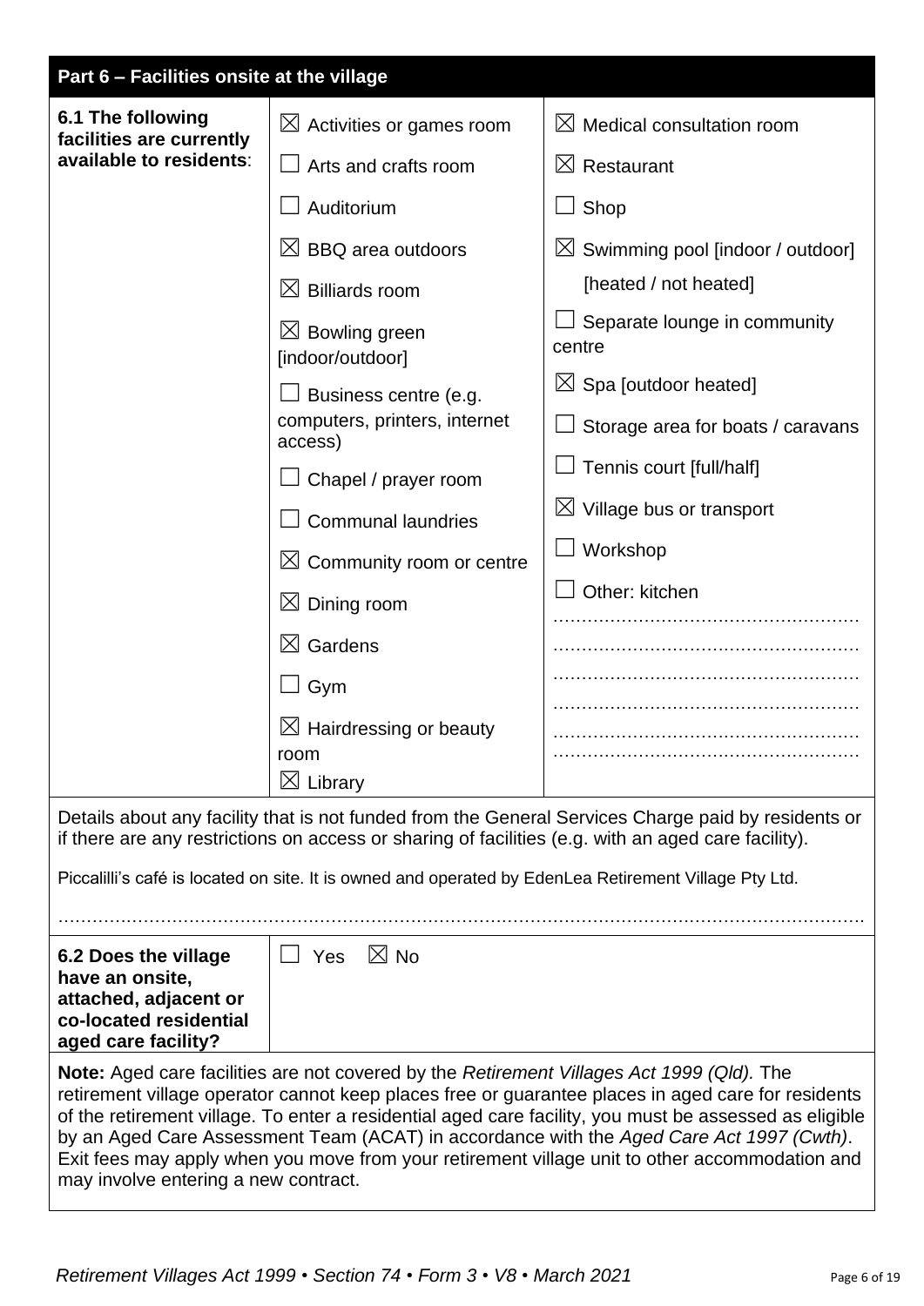## Part 6 – Facilities onsite at the village

| **6.1 The following facilities are currently available to residents**: | | |
|---|---|---|
| | ☒ Activities or games room | ☒ Medical consultation room |
| | ☐ Arts and crafts room | ☒ Restaurant |
| | ☐ Auditorium | ☐ Shop |
| | ☒ BBQ area outdoors | ☒ Swimming pool [indoor / outdoor] [heated / not heated] |
| | ☒ Billiards room | ☐ Separate lounge in community centre |
| | ☒ Bowling green [indoor/outdoor] | ☒ Spa [outdoor heated] |
| | ☐ Business centre (e.g. computers, printers, internet access) | ☐ Storage area for boats / caravans |
| | ☐ Chapel / prayer room | ☐ Tennis court [full/half] |
| | ☐ Communal laundries | ☒ Village bus or transport |
| | ☒ Community room or centre | ☐ Workshop |
| | ☒ Dining room | ☐ Other: kitchen |
| | ☒ Gardens | |
| | ☐ Gym | |
| | ☒ Hairdressing or beauty room | |
| | ☒ Library | |

Details about any facility that is not funded from the General Services Charge paid by residents or if there are any restrictions on access or sharing of facilities (e.g. with an aged care facility).

Piccalilli's café is located on site. It is owned and operated by EdenLea Retirement Village Pty Ltd.

| **6.2 Does the village have an onsite, attached, adjacent or co-located residential aged care facility?** | ☐ Yes ☒ No |
|---|---|

**Note:** Aged care facilities are not covered by the *Retirement Villages Act 1999 (Qld).* The retirement village operator cannot keep places free or guarantee places in aged care for residents of the retirement village. To enter a residential aged care facility, you must be assessed as eligible by an Aged Care Assessment Team (ACAT) in accordance with the *Aged Care Act 1997 (Cwth)*. Exit fees may apply when you move from your retirement village unit to other accommodation and may involve entering a new contract.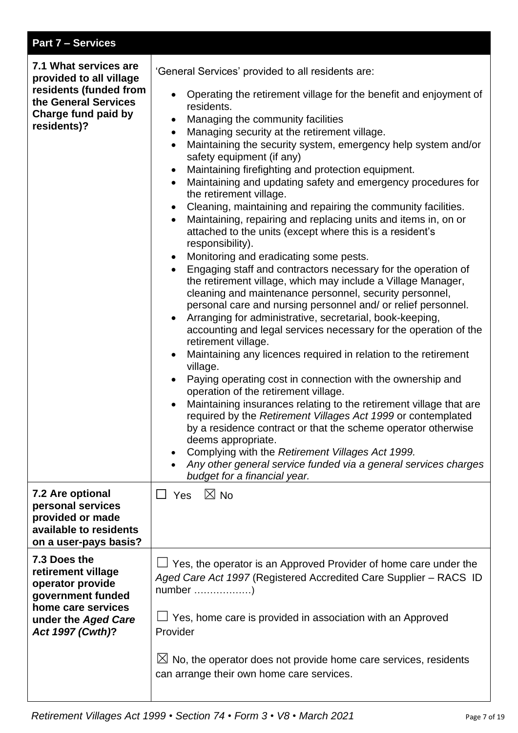| Part 7 – Services | |
|---|---|
| **7.1 What services are provided to all village residents (funded from the General Services Charge fund paid by residents)?** | 'General Services' provided to all residents are:<br>• Operating the retirement village for the benefit and enjoyment of residents.<br>• Managing the community facilities<br>• Managing security at the retirement village.<br>• Maintaining the security system, emergency help system and/or safety equipment (if any)<br>• Maintaining firefighting and protection equipment.<br>• Maintaining and updating safety and emergency procedures for the retirement village.<br>• Cleaning, maintaining and repairing the community facilities.<br>• Maintaining, repairing and replacing units and items in, on or attached to the units (except where this is a resident's responsibility).<br>• Monitoring and eradicating some pests.<br>• Engaging staff and contractors necessary for the operation of the retirement village, which may include a Village Manager, cleaning and maintenance personnel, security personnel, personal care and nursing personnel and/ or relief personnel.<br>• Arranging for administrative, secretarial, book-keeping, accounting and legal services necessary for the operation of the retirement village.<br>• Maintaining any licences required in relation to the retirement village.<br>• Paying operating cost in connection with the ownership and operation of the retirement village.<br>• Maintaining insurances relating to the retirement village that are required by the *Retirement Villages Act 1999* or contemplated by a residence contract or that the scheme operator otherwise deems appropriate.<br>• Complying with the *Retirement Villages Act 1999.*<br>• *Any other general service funded via a general services charges budget for a financial year.* |
| **7.2 Are optional personal services provided or made available to residents on a user-pays basis?** | ☐ Yes ☒ No |
| **7.3 Does the retirement village operator provide government funded home care services under the *Aged Care Act 1997 (Cwth)*?** | ☐ Yes, the operator is an Approved Provider of home care under the *Aged Care Act 1997* (Registered Accredited Care Supplier – RACS ID number ………………)<br><br>☐ Yes, home care is provided in association with an Approved Provider<br><br>☒ No, the operator does not provide home care services, residents can arrange their own home care services. |

*Retirement Villages Act 1999 • Section 74 • Form 3 • V8 • March 2021*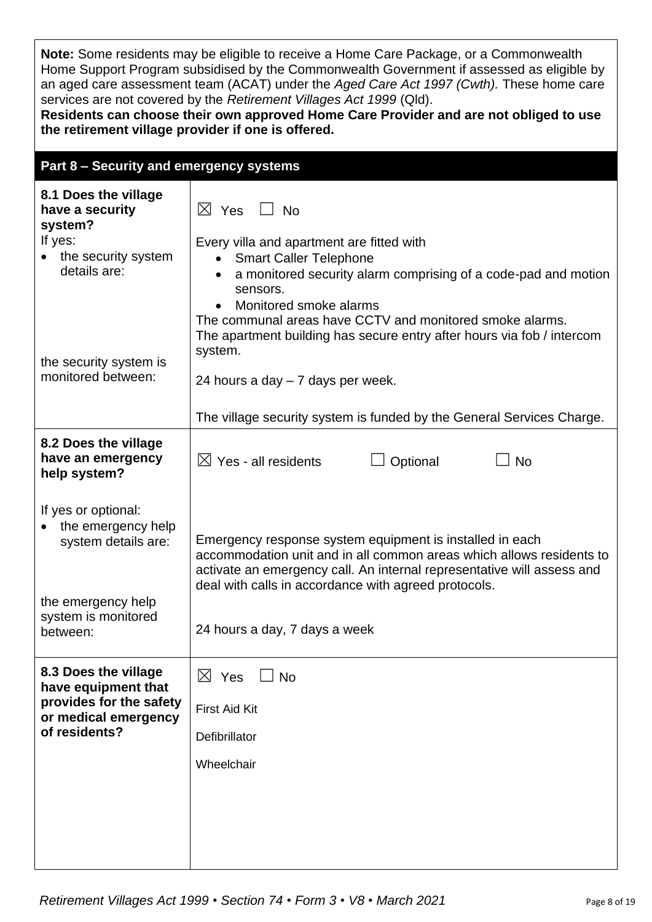**Note:** Some residents may be eligible to receive a Home Care Package, or a Commonwealth Home Support Program subsidised by the Commonwealth Government if assessed as eligible by an aged care assessment team (ACAT) under the *Aged Care Act 1997 (Cwth).* These home care services are not covered by the *Retirement Villages Act 1999* (Qld).
**Residents can choose their own approved Home Care Provider and are not obliged to use the retirement village provider if one is offered.**

## Part 8 – Security and emergency systems

| | |
|---|---|
| **8.1 Does the village have a security system?**<br>If yes:<br>• the security system details are:<br><br>the security system is monitored between: | ☒ Yes ☐ No<br><br>Every villa and apartment are fitted with<br>• Smart Caller Telephone<br>• a monitored security alarm comprising of a code-pad and motion sensors.<br>• Monitored smoke alarms<br>The communal areas have CCTV and monitored smoke alarms.<br>The apartment building has secure entry after hours via fob / intercom system.<br><br>24 hours a day – 7 days per week.<br><br>The village security system is funded by the General Services Charge. |
| **8.2 Does the village have an emergency help system?**<br><br>If yes or optional:<br>• the emergency help system details are:<br><br>the emergency help system is monitored between: | ☒ Yes - all residents ☐ Optional ☐ No<br><br>Emergency response system equipment is installed in each accommodation unit and in all common areas which allows residents to activate an emergency call. An internal representative will assess and deal with calls in accordance with agreed protocols.<br><br>24 hours a day, 7 days a week |
| **8.3 Does the village have equipment that provides for the safety or medical emergency of residents?** | ☒ Yes ☐ No<br><br>First Aid Kit<br><br>Defibrillator<br><br>Wheelchair |

*Retirement Villages Act 1999 • Section 74 • Form 3 • V8 • March 2021*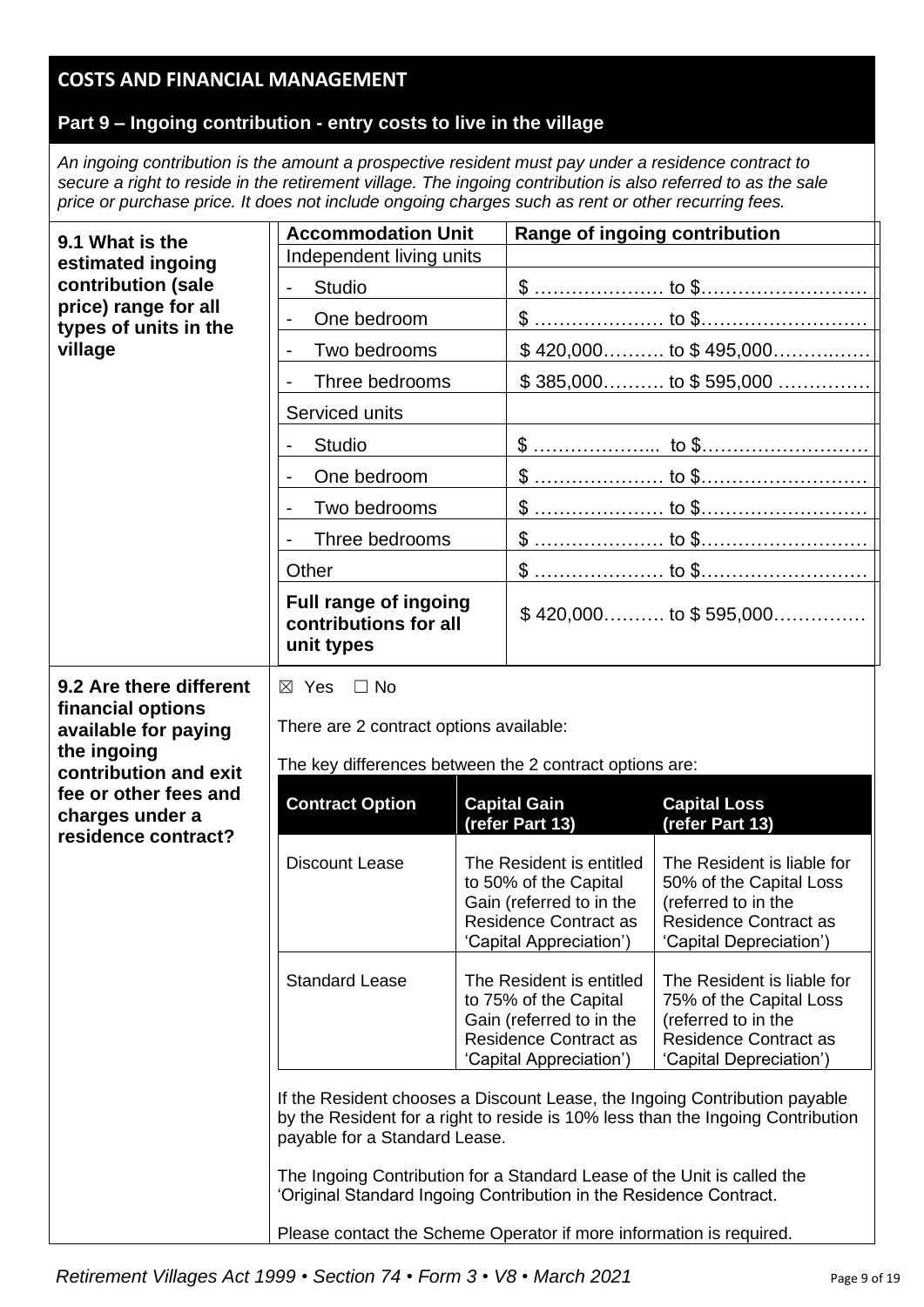## COSTS AND FINANCIAL MANAGEMENT

### Part 9 – Ingoing contribution - entry costs to live in the village

*An ingoing contribution is the amount a prospective resident must pay under a residence contract to secure a right to reside in the retirement village. The ingoing contribution is also referred to as the sale price or purchase price. It does not include ongoing charges such as rent or other recurring fees.*

**9.1 What is the estimated ingoing contribution (sale price) range for all types of units in the village**

| Accommodation Unit | Range of ingoing contribution |
|---|---|
| Independent living units | |
| - Studio | $ ………………… to $……………………… |
| - One bedroom | $ ………………… to $……………………… |
| - Two bedrooms | $ 420,000………. to $ 495,000………….…… |
| - Three bedrooms | $ 385,000………. to $ 595,000 …………… |
| Serviced units | |
| - Studio | $ ………………... to $……………………… |
| - One bedroom | $ ………………… to $……………………… |
| - Two bedrooms | $ ………………… to $……………………… |
| - Three bedrooms | $ ………………… to $……………………… |
| Other | $ ………………… to $……………………… |
| **Full range of ingoing contributions for all unit types** | $ 420,000………. to $ 595,000…………… |

**9.2 Are there different financial options available for paying the ingoing contribution and exit fee or other fees and charges under a residence contract?**

☒ Yes ☐ No

There are 2 contract options available:

The key differences between the 2 contract options are:

| Contract Option | Capital Gain (refer Part 13) | Capital Loss (refer Part 13) |
|---|---|---|
| Discount Lease | The Resident is entitled to 50% of the Capital Gain (referred to in the Residence Contract as 'Capital Appreciation') | The Resident is liable for 50% of the Capital Loss (referred to in the Residence Contract as 'Capital Depreciation') |
| Standard Lease | The Resident is entitled to 75% of the Capital Gain (referred to in the Residence Contract as 'Capital Appreciation') | The Resident is liable for 75% of the Capital Loss (referred to in the Residence Contract as 'Capital Depreciation') |

If the Resident chooses a Discount Lease, the Ingoing Contribution payable by the Resident for a right to reside is 10% less than the Ingoing Contribution payable for a Standard Lease.

The Ingoing Contribution for a Standard Lease of the Unit is called the 'Original Standard Ingoing Contribution in the Residence Contract.

Please contact the Scheme Operator if more information is required.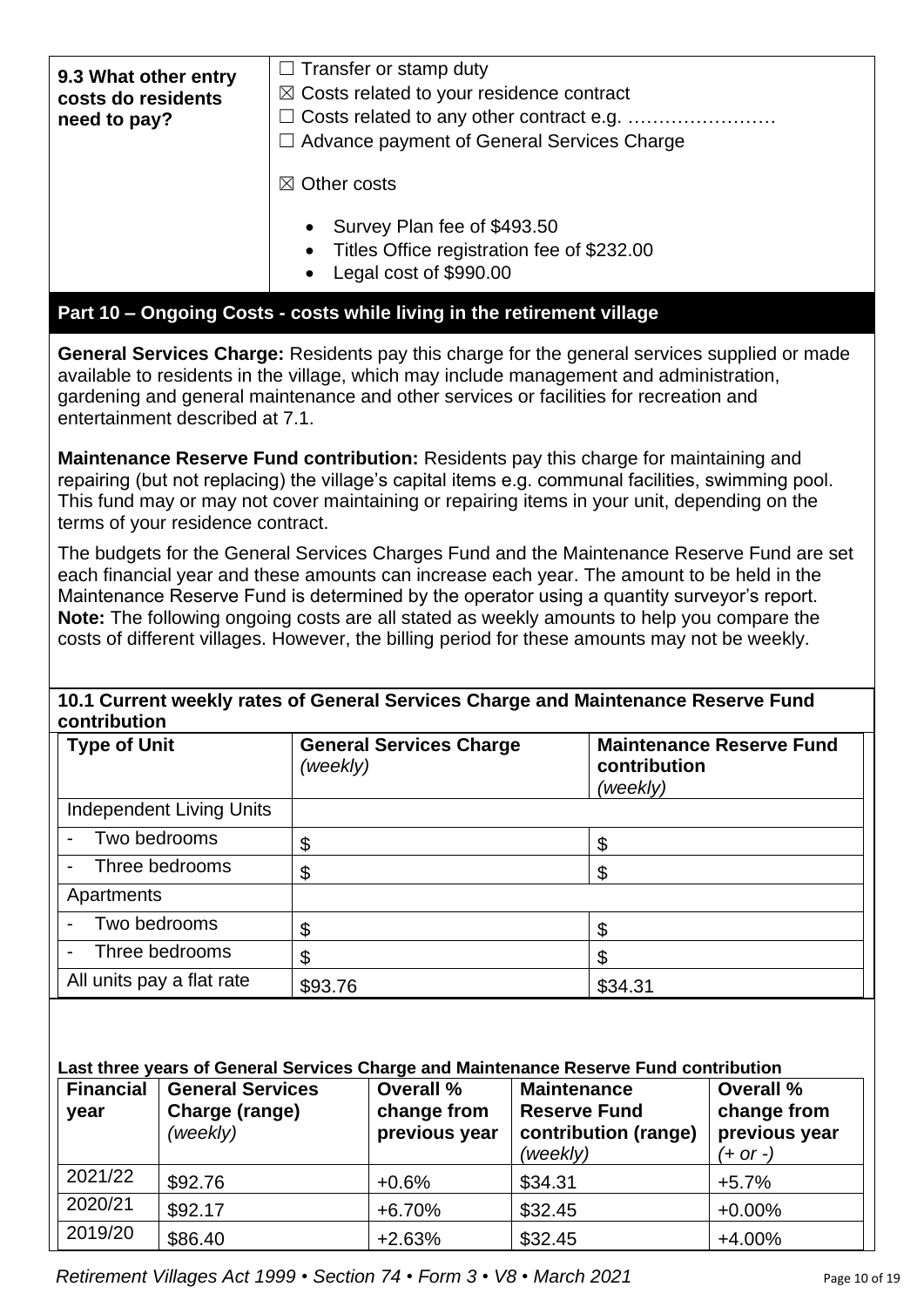| 9.3 What other entry costs do residents need to pay? | ☐ Transfer or stamp duty<br>☒ Costs related to your residence contract<br>☐ Costs related to any other contract e.g. ……………………<br>☐ Advance payment of General Services Charge<br><br>☒ Other costs<br><br>• Survey Plan fee of $493.50<br>• Titles Office registration fee of $232.00<br>• Legal cost of $990.00 |
|---|---|

## Part 10 – Ongoing Costs - costs while living in the retirement village

**General Services Charge:** Residents pay this charge for the general services supplied or made available to residents in the village, which may include management and administration, gardening and general maintenance and other services or facilities for recreation and entertainment described at 7.1.

**Maintenance Reserve Fund contribution:** Residents pay this charge for maintaining and repairing (but not replacing) the village's capital items e.g. communal facilities, swimming pool. This fund may or may not cover maintaining or repairing items in your unit, depending on the terms of your residence contract.

The budgets for the General Services Charges Fund and the Maintenance Reserve Fund are set each financial year and these amounts can increase each year. The amount to be held in the Maintenance Reserve Fund is determined by the operator using a quantity surveyor's report.
**Note:** The following ongoing costs are all stated as weekly amounts to help you compare the costs of different villages. However, the billing period for these amounts may not be weekly.

### 10.1 Current weekly rates of General Services Charge and Maintenance Reserve Fund contribution

| Type of Unit | General Services Charge *(weekly)* | Maintenance Reserve Fund contribution *(weekly)* |
|---|---|---|
| Independent Living Units | | |
| - Two bedrooms | $ | $ |
| - Three bedrooms | $ | $ |
| Apartments | | |
| - Two bedrooms | $ | $ |
| - Three bedrooms | $ | $ |
| All units pay a flat rate | $93.76 | $34.31 |

**Last three years of General Services Charge and Maintenance Reserve Fund contribution**

| Financial year | General Services Charge (range) *(weekly)* | Overall % change from previous year | Maintenance Reserve Fund contribution (range) *(weekly)* | Overall % change from previous year *(+ or -)* |
|---|---|---|---|---|
| 2021/22 | $92.76 | +0.6% | $34.31 | +5.7% |
| 2020/21 | $92.17 | +6.70% | $32.45 | +0.00% |
| 2019/20 | $86.40 | +2.63% | $32.45 | +4.00% |

*Retirement Villages Act 1999 • Section 74 • Form 3 • V8 • March 2021*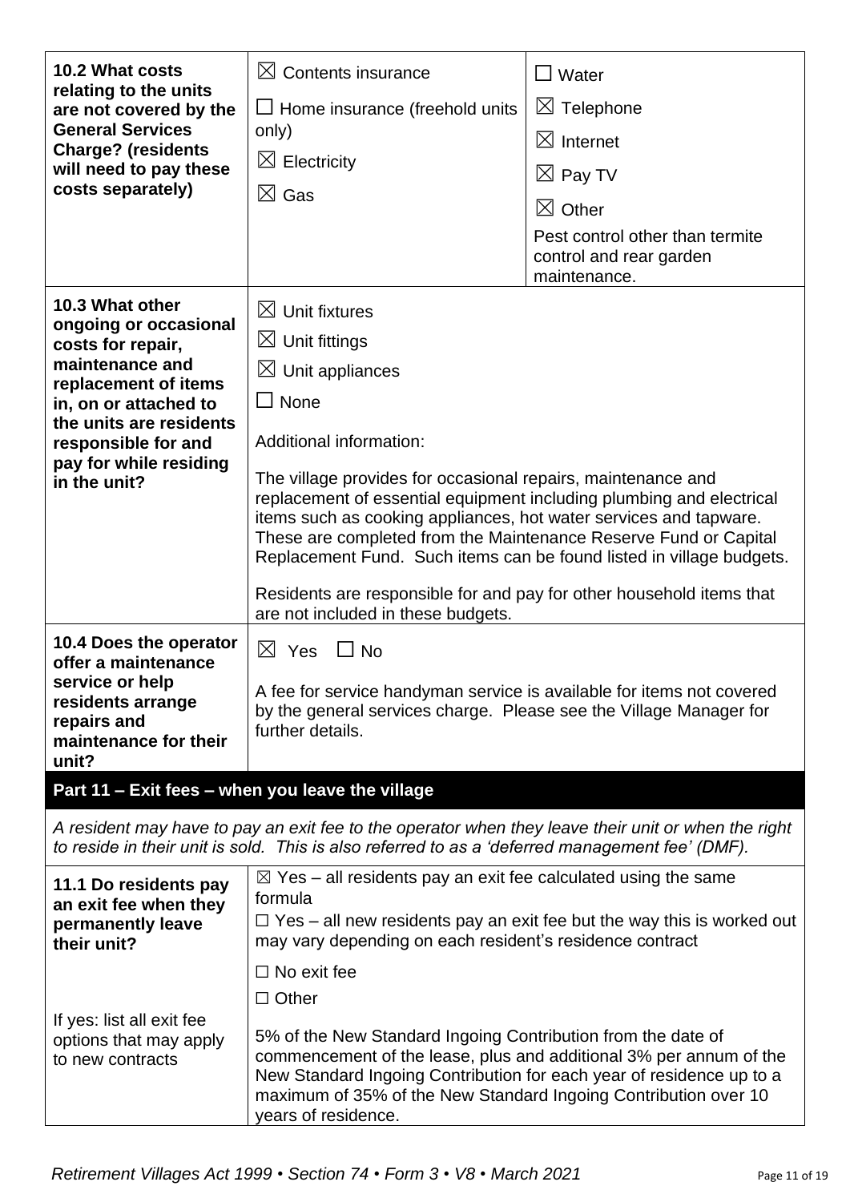| | | |
|---|---|---|
| **10.2 What costs relating to the units are not covered by the General Services Charge? (residents will need to pay these costs separately)** | ☒ Contents insurance<br>☐ Home insurance (freehold units only)<br>☒ Electricity<br>☒ Gas | ☐ Water<br>☒ Telephone<br>☒ Internet<br>☒ Pay TV<br>☒ Other<br>Pest control other than termite control and rear garden maintenance. |
| **10.3 What other ongoing or occasional costs for repair, maintenance and replacement of items in, on or attached to the units are residents responsible for and pay for while residing in the unit?** | ☒ Unit fixtures<br>☒ Unit fittings<br>☒ Unit appliances<br>☐ None<br>Additional information:<br>The village provides for occasional repairs, maintenance and replacement of essential equipment including plumbing and electrical items such as cooking appliances, hot water services and tapware. These are completed from the Maintenance Reserve Fund or Capital Replacement Fund. Such items can be found listed in village budgets.<br>Residents are responsible for and pay for other household items that are not included in these budgets. | |
| **10.4 Does the operator offer a maintenance service or help residents arrange repairs and maintenance for their unit?** | ☒ Yes ☐ No<br>A fee for service handyman service is available for items not covered by the general services charge. Please see the Village Manager for further details. | |

## Part 11 – Exit fees – when you leave the village

*A resident may have to pay an exit fee to the operator when they leave their unit or when the right to reside in their unit is sold. This is also referred to as a 'deferred management fee' (DMF).*

| | |
|---|---|
| **11.1 Do residents pay an exit fee when they permanently leave their unit?**<br><br>If yes: list all exit fee options that may apply to new contracts | ☒ Yes – all residents pay an exit fee calculated using the same formula<br>☐ Yes – all new residents pay an exit fee but the way this is worked out may vary depending on each resident's residence contract<br>☐ No exit fee<br>☐ Other<br>5% of the New Standard Ingoing Contribution from the date of commencement of the lease, plus and additional 3% per annum of the New Standard Ingoing Contribution for each year of residence up to a maximum of 35% of the New Standard Ingoing Contribution over 10 years of residence. |

*Retirement Villages Act 1999 • Section 74 • Form 3 • V8 • March 2021*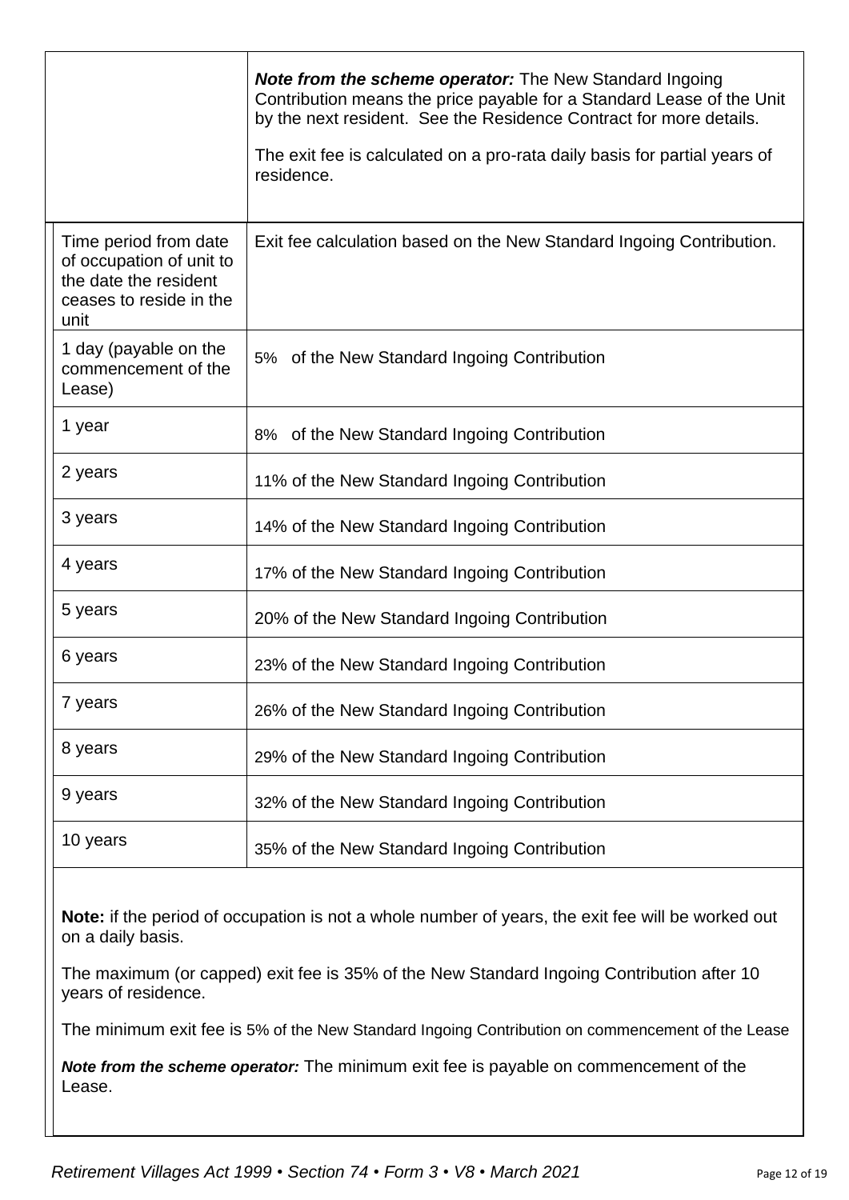|  | ***Note from the scheme operator:*** The New Standard Ingoing Contribution means the price payable for a Standard Lease of the Unit by the next resident. See the Residence Contract for more details.<br><br>The exit fee is calculated on a pro-rata daily basis for partial years of residence. |
|---|---|
| Time period from date of occupation of unit to the date the resident ceases to reside in the unit | Exit fee calculation based on the New Standard Ingoing Contribution. |
| 1 day (payable on the commencement of the Lease) | 5% of the New Standard Ingoing Contribution |
| 1 year | 8% of the New Standard Ingoing Contribution |
| 2 years | 11% of the New Standard Ingoing Contribution |
| 3 years | 14% of the New Standard Ingoing Contribution |
| 4 years | 17% of the New Standard Ingoing Contribution |
| 5 years | 20% of the New Standard Ingoing Contribution |
| 6 years | 23% of the New Standard Ingoing Contribution |
| 7 years | 26% of the New Standard Ingoing Contribution |
| 8 years | 29% of the New Standard Ingoing Contribution |
| 9 years | 32% of the New Standard Ingoing Contribution |
| 10 years | 35% of the New Standard Ingoing Contribution |

**Note:** if the period of occupation is not a whole number of years, the exit fee will be worked out on a daily basis.

The maximum (or capped) exit fee is 35% of the New Standard Ingoing Contribution after 10 years of residence.

The minimum exit fee is 5% of the New Standard Ingoing Contribution on commencement of the Lease

***Note from the scheme operator:*** The minimum exit fee is payable on commencement of the Lease.

*Retirement Villages Act 1999 • Section 74 • Form 3 • V8 • March 2021*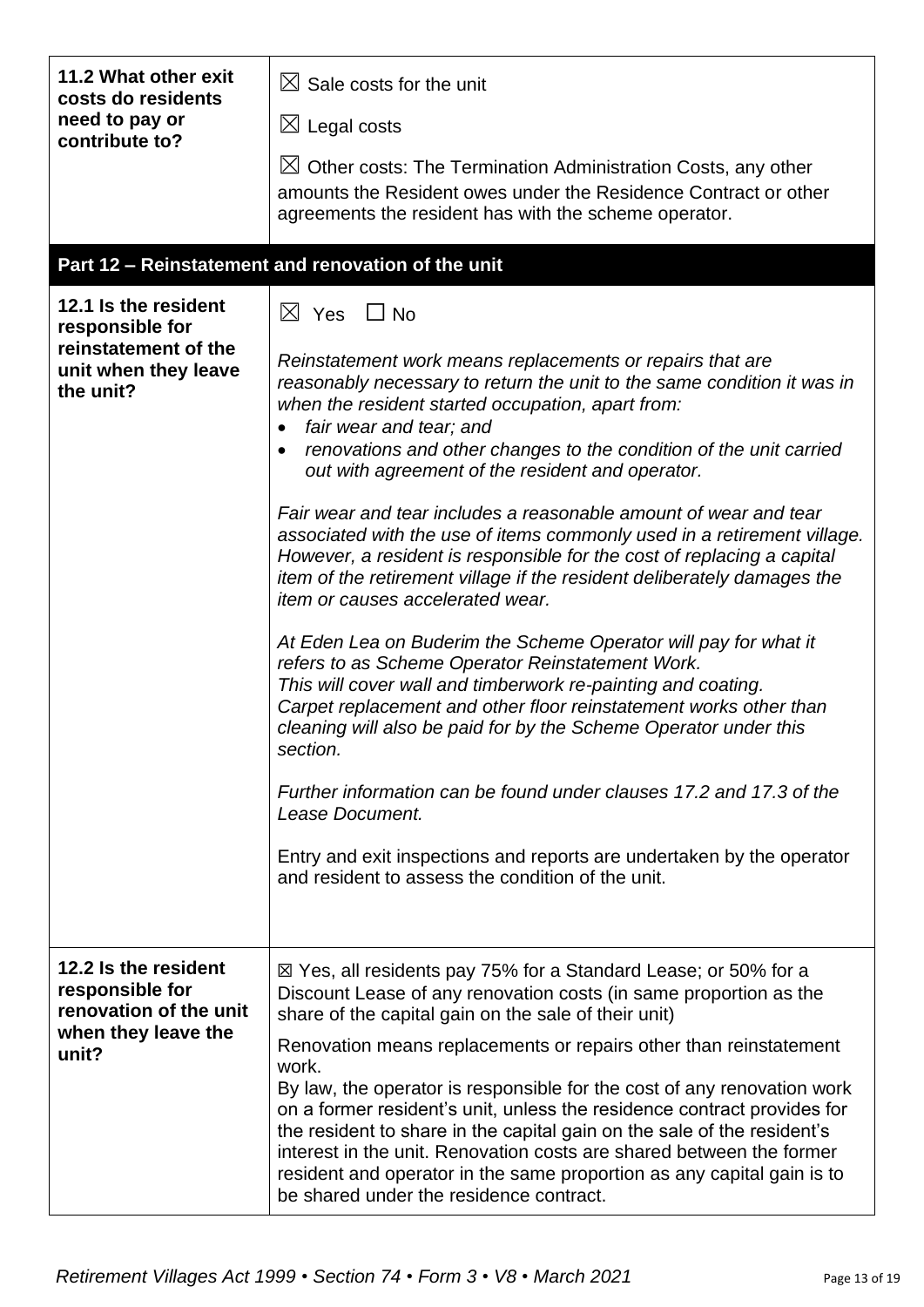| | |
|---|---|
| **11.2 What other exit costs do residents need to pay or contribute to?** | ☒ Sale costs for the unit<br><br>☒ Legal costs<br><br>☒ Other costs: The Termination Administration Costs, any other amounts the Resident owes under the Residence Contract or other agreements the resident has with the scheme operator. |

## Part 12 – Reinstatement and renovation of the unit

| | |
|---|---|
| **12.1 Is the resident responsible for reinstatement of the unit when they leave the unit?** | ☒ Yes ☐ No<br><br>*Reinstatement work means replacements or repairs that are reasonably necessary to return the unit to the same condition it was in when the resident started occupation, apart from:*<br>• *fair wear and tear; and*<br>• *renovations and other changes to the condition of the unit carried out with agreement of the resident and operator.*<br><br>*Fair wear and tear includes a reasonable amount of wear and tear associated with the use of items commonly used in a retirement village. However, a resident is responsible for the cost of replacing a capital item of the retirement village if the resident deliberately damages the item or causes accelerated wear.*<br><br>*At Eden Lea on Buderim the Scheme Operator will pay for what it refers to as Scheme Operator Reinstatement Work.*<br>*This will cover wall and timberwork re-painting and coating.*<br>*Carpet replacement and other floor reinstatement works other than cleaning will also be paid for by the Scheme Operator under this section.*<br><br>*Further information can be found under clauses 17.2 and 17.3 of the Lease Document.*<br><br>Entry and exit inspections and reports are undertaken by the operator and resident to assess the condition of the unit. |
| **12.2 Is the resident responsible for renovation of the unit when they leave the unit?** | ☒ Yes, all residents pay 75% for a Standard Lease; or 50% for a Discount Lease of any renovation costs (in same proportion as the share of the capital gain on the sale of their unit)<br><br>Renovation means replacements or repairs other than reinstatement work.<br>By law, the operator is responsible for the cost of any renovation work on a former resident's unit, unless the residence contract provides for the resident to share in the capital gain on the sale of the resident's interest in the unit. Renovation costs are shared between the former resident and operator in the same proportion as any capital gain is to be shared under the residence contract. |

*Retirement Villages Act 1999 • Section 74 • Form 3 • V8 • March 2021*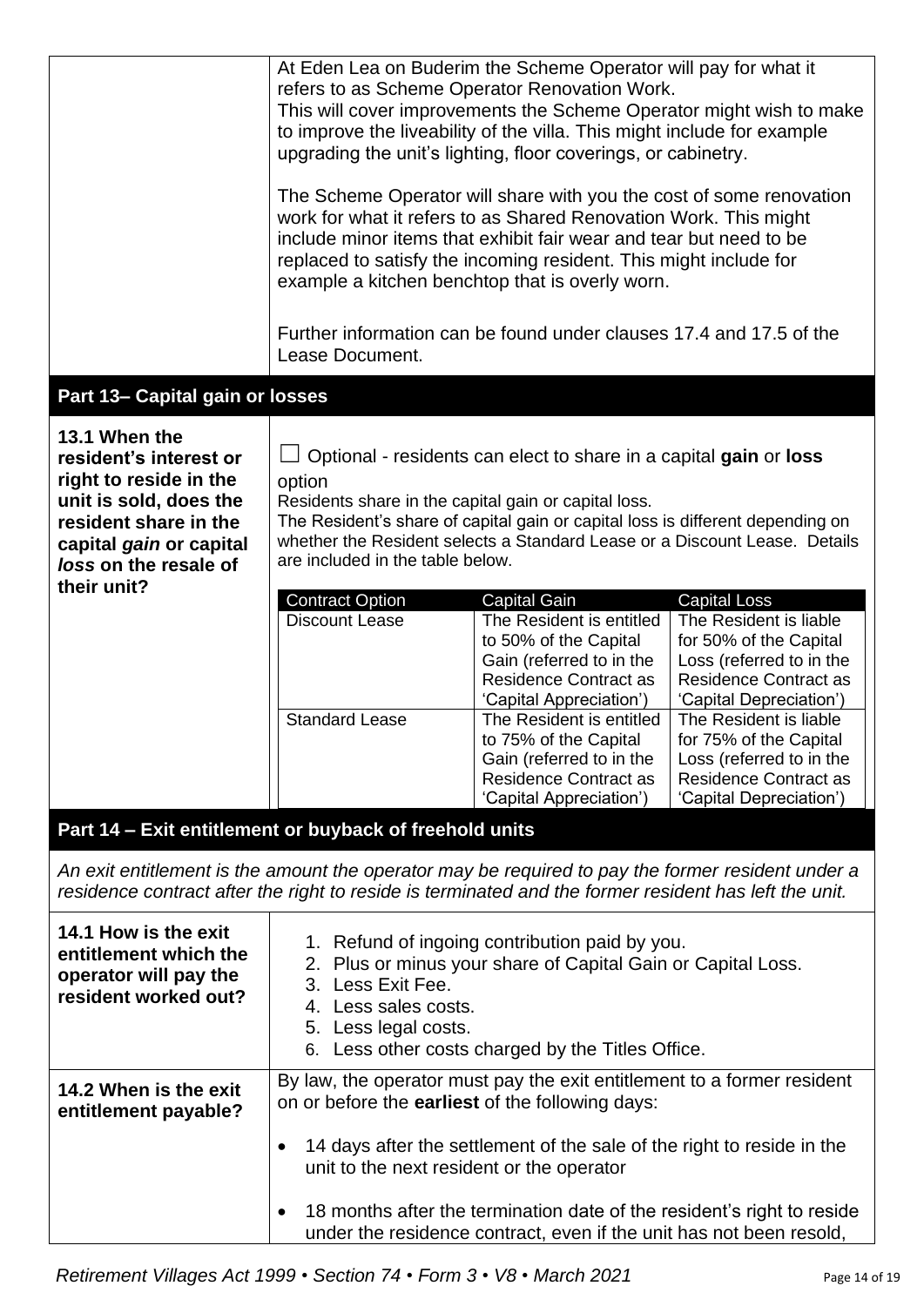| | |
|---|---|
| | At Eden Lea on Buderim the Scheme Operator will pay for what it refers to as Scheme Operator Renovation Work.<br>This will cover improvements the Scheme Operator might wish to make to improve the liveability of the villa. This might include for example upgrading the unit's lighting, floor coverings, or cabinetry.<br><br>The Scheme Operator will share with you the cost of some renovation work for what it refers to as Shared Renovation Work. This might include minor items that exhibit fair wear and tear but need to be replaced to satisfy the incoming resident. This might include for example a kitchen benchtop that is overly worn.<br><br>Further information can be found under clauses 17.4 and 17.5 of the Lease Document. |

## Part 13– Capital gain or losses

**13.1 When the resident's interest or right to reside in the unit is sold, does the resident share in the capital *gain* or capital *loss* on the resale of their unit?**

☐ Optional - residents can elect to share in a capital **gain** or **loss** option

Residents share in the capital gain or capital loss.

The Resident's share of capital gain or capital loss is different depending on whether the Resident selects a Standard Lease or a Discount Lease. Details are included in the table below.

| Contract Option | Capital Gain | Capital Loss |
|---|---|---|
| Discount Lease | The Resident is entitled to 50% of the Capital Gain (referred to in the Residence Contract as 'Capital Appreciation') | The Resident is liable for 50% of the Capital Loss (referred to in the Residence Contract as 'Capital Depreciation') |
| Standard Lease | The Resident is entitled to 75% of the Capital Gain (referred to in the Residence Contract as 'Capital Appreciation') | The Resident is liable for 75% of the Capital Loss (referred to in the Residence Contract as 'Capital Depreciation') |

## Part 14 – Exit entitlement or buyback of freehold units

*An exit entitlement is the amount the operator may be required to pay the former resident under a residence contract after the right to reside is terminated and the former resident has left the unit.*

**14.1 How is the exit entitlement which the operator will pay the resident worked out?**

1. Refund of ingoing contribution paid by you.
2. Plus or minus your share of Capital Gain or Capital Loss.
3. Less Exit Fee.
4. Less sales costs.
5. Less legal costs.
6. Less other costs charged by the Titles Office.

**14.2 When is the exit entitlement payable?**

By law, the operator must pay the exit entitlement to a former resident on or before the **earliest** of the following days:

- 14 days after the settlement of the sale of the right to reside in the unit to the next resident or the operator
- 18 months after the termination date of the resident's right to reside under the residence contract, even if the unit has not been resold,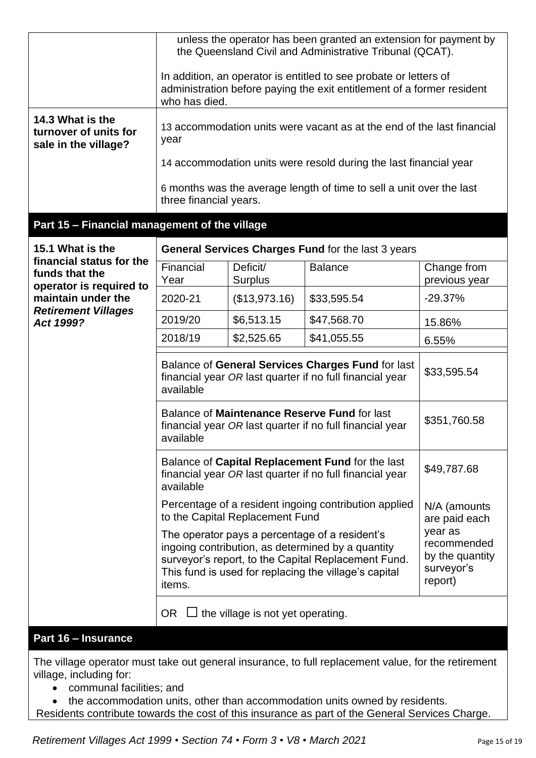| | |
|---|---|
| | unless the operator has been granted an extension for payment by the Queensland Civil and Administrative Tribunal (QCAT). In addition, an operator is entitled to see probate or letters of administration before paying the exit entitlement of a former resident who has died. |
| **14.3 What is the turnover of units for sale in the village?** | 13 accommodation units were vacant as at the end of the last financial year<br><br>14 accommodation units were resold during the last financial year<br><br>6 months was the average length of time to sell a unit over the last three financial years. |

## Part 15 – Financial management of the village

**15.1 What is the financial status for the funds that the operator is required to maintain under the *Retirement Villages Act 1999*?**

**General Services Charges Fund** for the last 3 years

| Financial Year | Deficit/ Surplus | Balance | Change from previous year |
|---|---|---|---|
| 2020-21 | ($13,973.16) | $33,595.54 | -29.37% |
| 2019/20 | $6,513.15 | $47,568.70 | 15.86% |
| 2018/19 | $2,525.65 | $41,055.55 | 6.55% |

| | |
|---|---|
| Balance of **General Services Charges Fund** for last financial year *OR* last quarter if no full financial year available | $33,595.54 |
| Balance of **Maintenance Reserve Fund** for last financial year *OR* last quarter if no full financial year available | $351,760.58 |
| Balance of **Capital Replacement Fund** for the last financial year *OR* last quarter if no full financial year available | $49,787.68 |
| Percentage of a resident ingoing contribution applied to the Capital Replacement Fund<br><br>The operator pays a percentage of a resident's ingoing contribution, as determined by a quantity surveyor's report, to the Capital Replacement Fund. This fund is used for replacing the village's capital items. | N/A (amounts are paid each year as recommended by the quantity surveyor's report) |

OR ☐ the village is not yet operating.

## Part 16 – Insurance

The village operator must take out general insurance, to full replacement value, for the retirement village, including for:

- communal facilities; and
- the accommodation units, other than accommodation units owned by residents.

Residents contribute towards the cost of this insurance as part of the General Services Charge.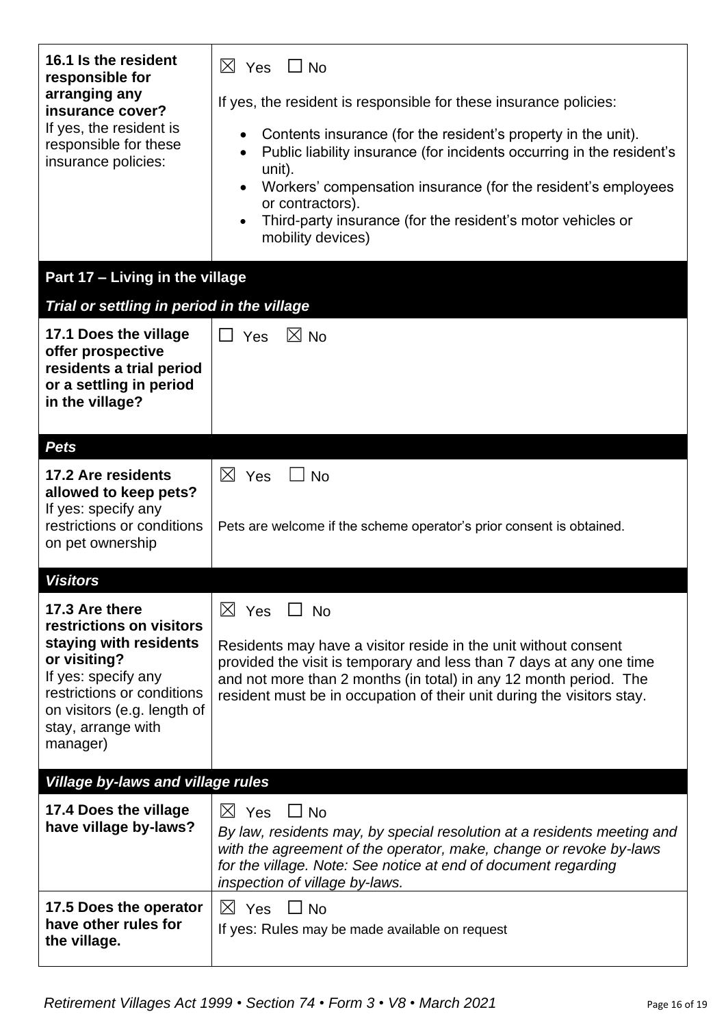| | |
|---|---|
| **16.1 Is the resident responsible for arranging any insurance cover?** If yes, the resident is responsible for these insurance policies: | ☒ Yes ☐ No<br><br>If yes, the resident is responsible for these insurance policies:<br><br>• Contents insurance (for the resident's property in the unit).<br>• Public liability insurance (for incidents occurring in the resident's unit).<br>• Workers' compensation insurance (for the resident's employees or contractors).<br>• Third-party insurance (for the resident's motor vehicles or mobility devices) |

## Part 17 – Living in the village

### *Trial or settling in period in the village*

| | |
|---|---|
| **17.1 Does the village offer prospective residents a trial period or a settling in period in the village?** | ☐ Yes ☒ No |

### *Pets*

| | |
|---|---|
| **17.2 Are residents allowed to keep pets?** If yes: specify any restrictions or conditions on pet ownership | ☒ Yes ☐ No<br><br>Pets are welcome if the scheme operator's prior consent is obtained. |

### *Visitors*

| | |
|---|---|
| **17.3 Are there restrictions on visitors staying with residents or visiting?** If yes: specify any restrictions or conditions on visitors (e.g. length of stay, arrange with manager) | ☒ Yes ☐ No<br><br>Residents may have a visitor reside in the unit without consent provided the visit is temporary and less than 7 days at any one time and not more than 2 months (in total) in any 12 month period. The resident must be in occupation of their unit during the visitors stay. |

### *Village by-laws and village rules*

| | |
|---|---|
| **17.4 Does the village have village by-laws?** | ☒ Yes ☐ No<br>*By law, residents may, by special resolution at a residents meeting and with the agreement of the operator, make, change or revoke by-laws for the village. Note: See notice at end of document regarding inspection of village by-laws.* |
| **17.5 Does the operator have other rules for the village.** | ☒ Yes ☐ No<br>If yes: Rules may be made available on request |

*Retirement Villages Act 1999 • Section 74 • Form 3 • V8 • March 2021*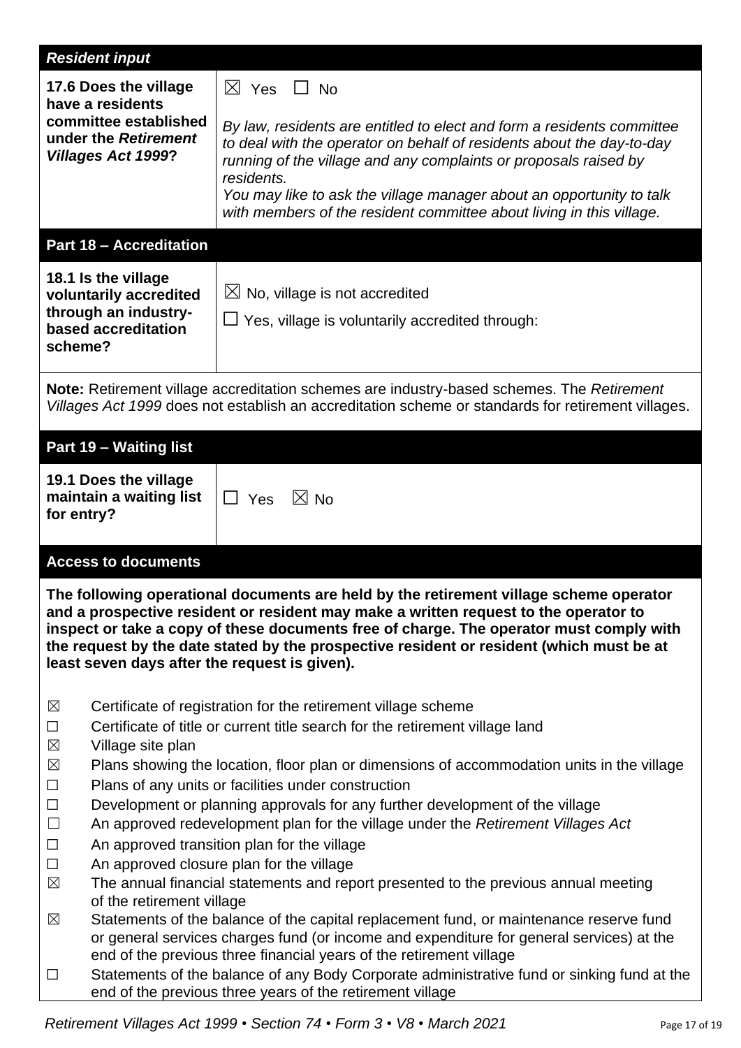| *Resident input* | |
|---|---|
| **17.6 Does the village have a residents committee established under the *Retirement Villages Act 1999*?** | ☒ Yes ☐ No<br><br>*By law, residents are entitled to elect and form a residents committee to deal with the operator on behalf of residents about the day-to-day running of the village and any complaints or proposals raised by residents.*<br>*You may like to ask the village manager about an opportunity to talk with members of the resident committee about living in this village.* |

## Part 18 – Accreditation

| | |
|---|---|
| **18.1 Is the village voluntarily accredited through an industry-based accreditation scheme?** | ☒ No, village is not accredited<br><br>☐ Yes, village is voluntarily accredited through: |

**Note:** Retirement village accreditation schemes are industry-based schemes. The *Retirement Villages Act 1999* does not establish an accreditation scheme or standards for retirement villages.

## Part 19 – Waiting list

| | |
|---|---|
| **19.1 Does the village maintain a waiting list for entry?** | ☐ Yes ☒ No |

## Access to documents

**The following operational documents are held by the retirement village scheme operator and a prospective resident or resident may make a written request to the operator to inspect or take a copy of these documents free of charge. The operator must comply with the request by the date stated by the prospective resident or resident (which must be at least seven days after the request is given).**

- ☒ Certificate of registration for the retirement village scheme
- ☐ Certificate of title or current title search for the retirement village land
- ☒ Village site plan
- ☒ Plans showing the location, floor plan or dimensions of accommodation units in the village
- ☐ Plans of any units or facilities under construction
- ☐ Development or planning approvals for any further development of the village
- ☐ An approved redevelopment plan for the village under the *Retirement Villages Act*
- ☐ An approved transition plan for the village
- ☐ An approved closure plan for the village
- ☒ The annual financial statements and report presented to the previous annual meeting of the retirement village
- ☒ Statements of the balance of the capital replacement fund, or maintenance reserve fund or general services charges fund (or income and expenditure for general services) at the end of the previous three financial years of the retirement village
- ☐ Statements of the balance of any Body Corporate administrative fund or sinking fund at the end of the previous three years of the retirement village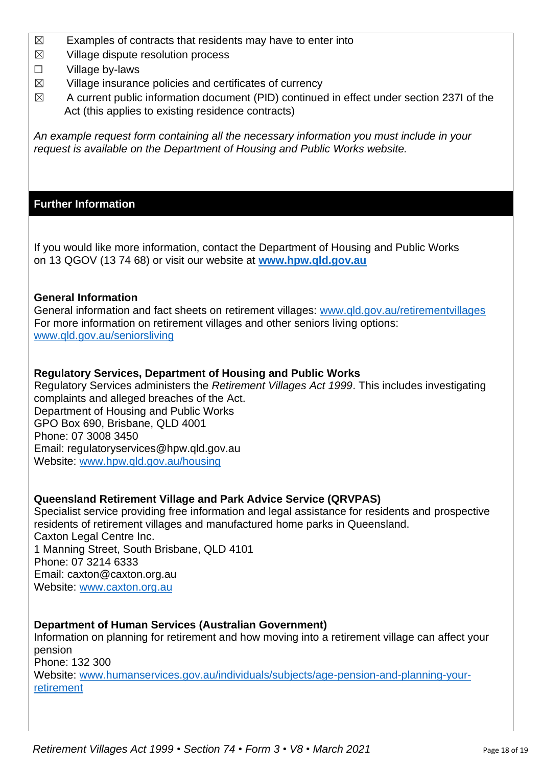- ☒ Examples of contracts that residents may have to enter into
- ☒ Village dispute resolution process
- ☐ Village by-laws
- ☒ Village insurance policies and certificates of currency
- ☒ A current public information document (PID) continued in effect under section 237I of the Act (this applies to existing residence contracts)

*An example request form containing all the necessary information you must include in your request is available on the Department of Housing and Public Works website.*

## Further Information

If you would like more information, contact the Department of Housing and Public Works on 13 QGOV (13 74 68) or visit our website at **[www.hpw.qld.gov.au](http://www.hpw.qld.gov.au)**

**General Information**

General information and fact sheets on retirement villages: [www.qld.gov.au/retirementvillages](http://www.qld.gov.au/retirementvillages)
For more information on retirement villages and other seniors living options: [www.qld.gov.au/seniorsliving](http://www.qld.gov.au/seniorsliving)

**Regulatory Services, Department of Housing and Public Works**

Regulatory Services administers the *Retirement Villages Act 1999*. This includes investigating complaints and alleged breaches of the Act.
Department of Housing and Public Works
GPO Box 690, Brisbane, QLD 4001
Phone: 07 3008 3450
Email: regulatoryservices@hpw.qld.gov.au
Website: [www.hpw.qld.gov.au/housing](http://www.hpw.qld.gov.au/housing)

**Queensland Retirement Village and Park Advice Service (QRVPAS)**

Specialist service providing free information and legal assistance for residents and prospective residents of retirement villages and manufactured home parks in Queensland.
Caxton Legal Centre Inc.
1 Manning Street, South Brisbane, QLD 4101
Phone: 07 3214 6333
Email: caxton@caxton.org.au
Website: [www.caxton.org.au](http://www.caxton.org.au)

**Department of Human Services (Australian Government)**

Information on planning for retirement and how moving into a retirement village can affect your pension
Phone: 132 300
Website: [www.humanservices.gov.au/individuals/subjects/age-pension-and-planning-your-retirement](http://www.humanservices.gov.au/individuals/subjects/age-pension-and-planning-your-retirement)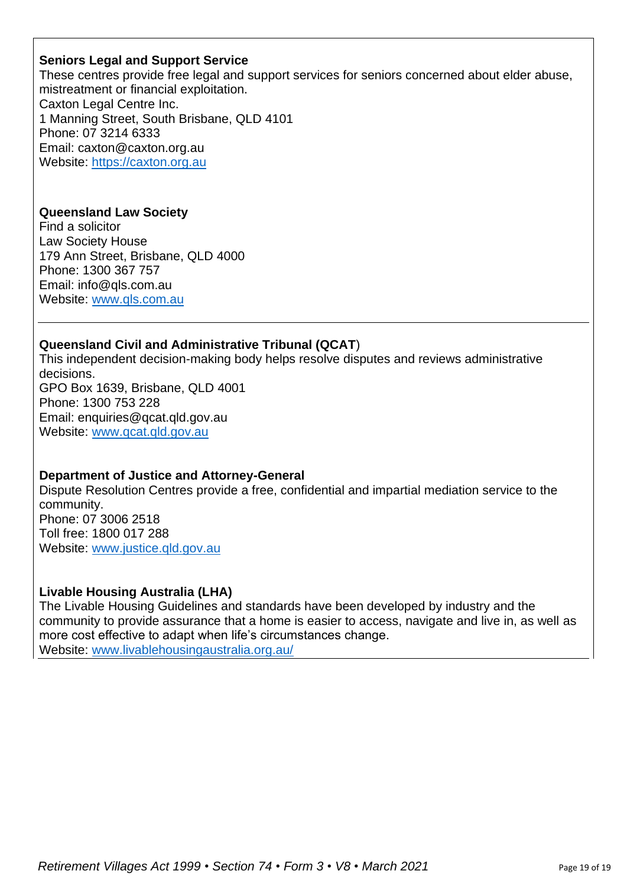**Seniors Legal and Support Service**
These centres provide free legal and support services for seniors concerned about elder abuse, mistreatment or financial exploitation.
Caxton Legal Centre Inc.
1 Manning Street, South Brisbane, QLD 4101
Phone: 07 3214 6333
Email: caxton@caxton.org.au
Website: [https://caxton.org.au](https://caxton.org.au)

**Queensland Law Society**
Find a solicitor
Law Society House
179 Ann Street, Brisbane, QLD 4000
Phone: 1300 367 757
Email: info@qls.com.au
Website: [www.qls.com.au](http://www.qls.com.au)

---

**Queensland Civil and Administrative Tribunal (QCAT**)
This independent decision-making body helps resolve disputes and reviews administrative decisions.
GPO Box 1639, Brisbane, QLD 4001
Phone: 1300 753 228
Email: enquiries@qcat.qld.gov.au
Website: [www.qcat.qld.gov.au](http://www.qcat.qld.gov.au)

**Department of Justice and Attorney-General**
Dispute Resolution Centres provide a free, confidential and impartial mediation service to the community.
Phone: 07 3006 2518
Toll free: 1800 017 288
Website: [www.justice.qld.gov.au](http://www.justice.qld.gov.au)

**Livable Housing Australia (LHA)**
The Livable Housing Guidelines and standards have been developed by industry and the community to provide assurance that a home is easier to access, navigate and live in, as well as more cost effective to adapt when life's circumstances change.
Website: [www.livablehousingaustralia.org.au/](http://www.livablehousingaustralia.org.au/)

*Retirement Villages Act 1999 • Section 74 • Form 3 • V8 • March 2021*